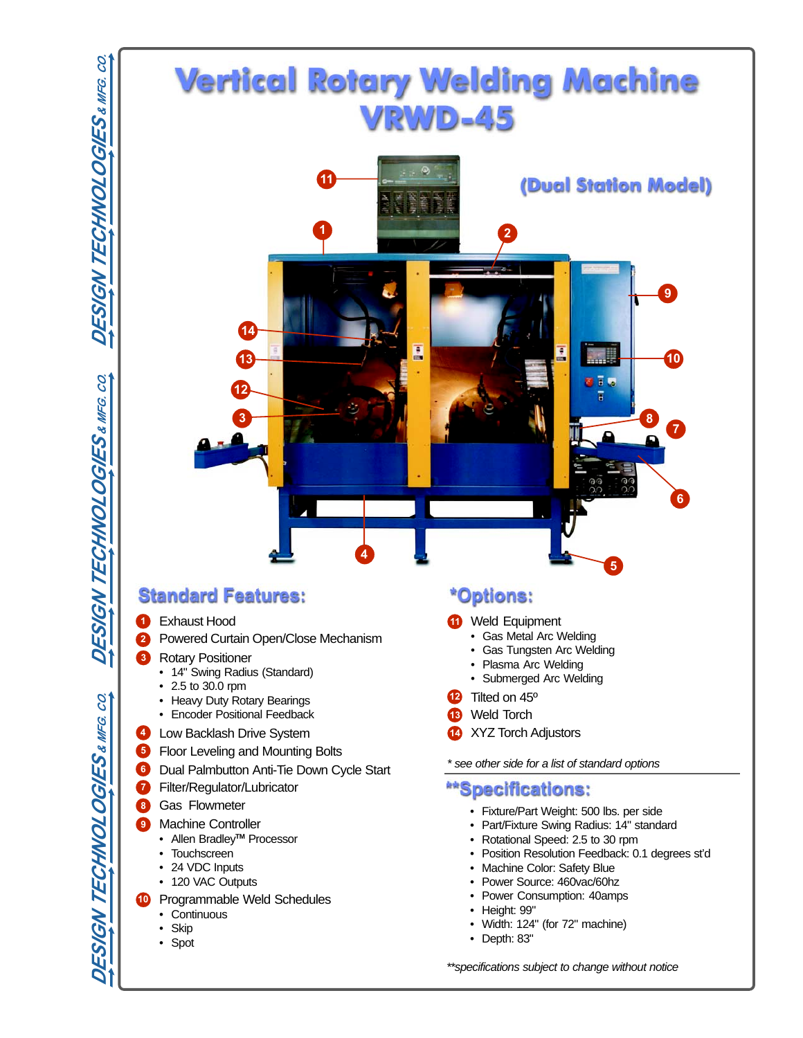# Vertical Rotary Welding Machine VRWD-45

(Dual Station Model)

## Standard Features:

1. Exhaust Hood
2. Powered Curtain Open/Close Mechanism
3. Rotary Positioner
   - 14" Swing Radius (Standard)
   - 2.5 to 30.0 rpm
   - Heavy Duty Rotary Bearings
   - Encoder Positional Feedback
4. Low Backlash Drive System
5. Floor Leveling and Mounting Bolts
6. Dual Palmbutton Anti-Tie Down Cycle Start
7. Filter/Regulator/Lubricator
8. Gas Flowmeter
9. Machine Controller
   - Allen Bradley™ Processor
   - Touchscreen
   - 24 VDC Inputs
   - 120 VAC Outputs
10. Programmable Weld Schedules
    - Continuous
    - Skip
    - Spot

## *Options:

11. Weld Equipment
    - Gas Metal Arc Welding
    - Gas Tungsten Arc Welding
    - Plasma Arc Welding
    - Submerged Arc Welding
12. Tilted on 45º
13. Weld Torch
14. XYZ Torch Adjustors

*\* see other side for a list of standard options*

## **Specifications:

- Fixture/Part Weight: 500 lbs. per side
- Part/Fixture Swing Radius: 14" standard
- Rotational Speed: 2.5 to 30 rpm
- Position Resolution Feedback: 0.1 degrees st'd
- Machine Color: Safety Blue
- Power Source: 460vac/60hz
- Power Consumption: 40amps
- Height: 99"
- Width: 124" (for 72" machine)
- Depth: 83"

*\*\*specifications subject to change without notice*

DESIGN TECHNOLOGIES & MFG. CO.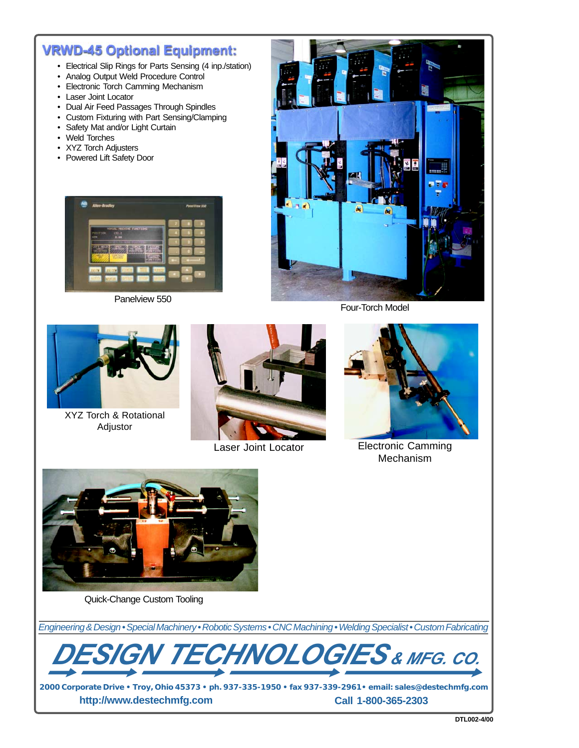## VRWD-45 Optional Equipment:

- Electrical Slip Rings for Parts Sensing (4 inp./station)
- Analog Output Weld Procedure Control
- Electronic Torch Camming Mechanism
- Laser Joint Locator
- Dual Air Feed Passages Through Spindles
- Custom Fixturing with Part Sensing/Clamping
- Safety Mat and/or Light Curtain
- Weld Torches
- XYZ Torch Adjusters
- Powered Lift Safety Door

Panelview 550

Four-Torch Model

XYZ Torch & Rotational Adjustor

Laser Joint Locator

Electronic Camming Mechanism

Quick-Change Custom Tooling

*Engineering & Design • Special Machinery • Robotic Systems • CNC Machining • Welding Specialist • Custom Fabricating*

**DESIGN TECHNOLOGIES & MFG. CO.**

**2000 Corporate Drive • Troy, Ohio 45373 • ph. 937-335-1950 • fax 937-339-2961 • email: sales@destechmfg.com**

**http://www.destechmfg.com** **Call 1-800-365-2303**

DTL002-4/00